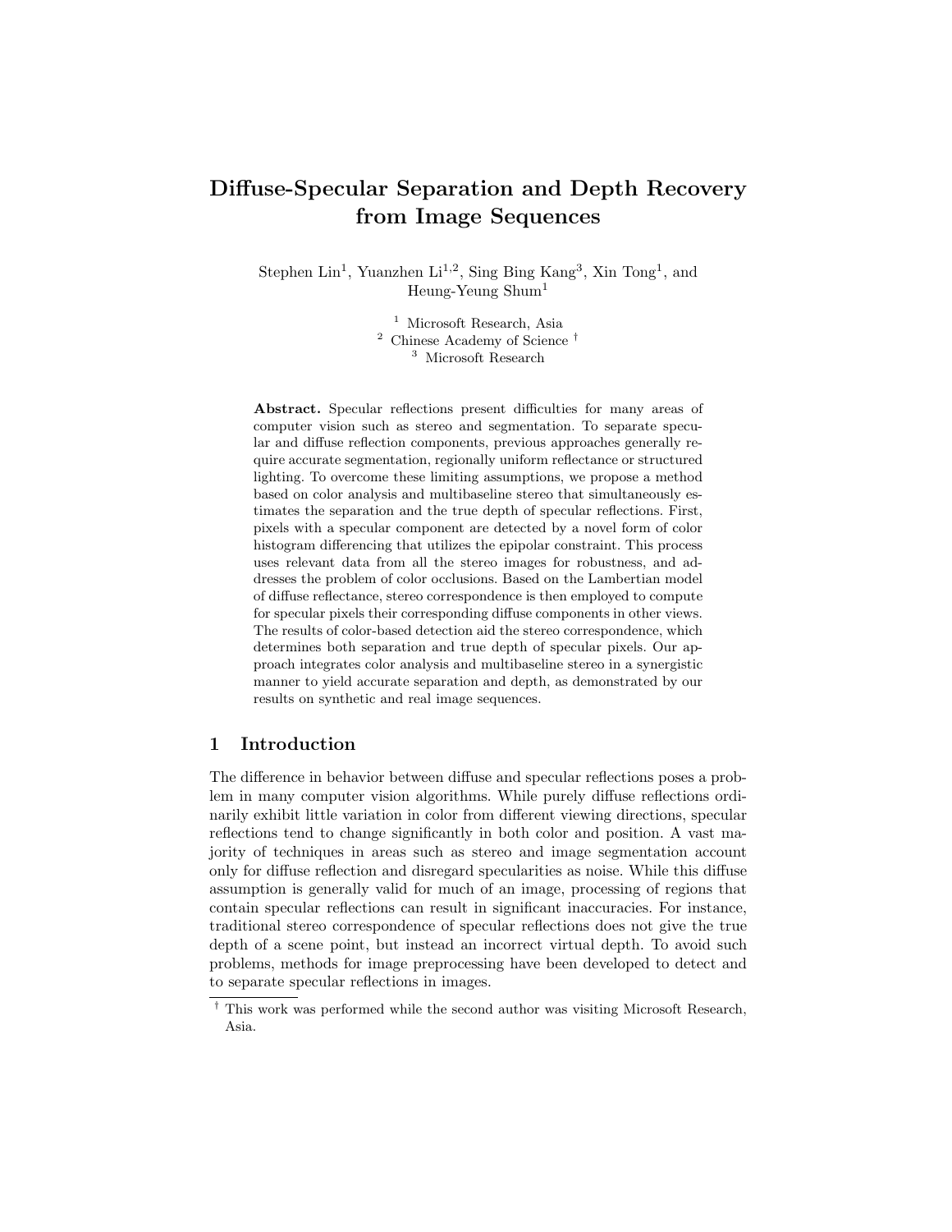# Diffuse-Specular Separation and Depth Recovery from Image Sequences

Stephen Lin[1], Yuanzhen Li[1,2], Sing Bing Kang[3], Xin Tong[1], and Heung-Yeung Shum[1]

[1] Microsoft Research, Asia
[2] Chinese Academy of Science †
[3] Microsoft Research

**Abstract.** Specular reflections present difficulties for many areas of computer vision such as stereo and segmentation. To separate specular and diffuse reflection components, previous approaches generally require accurate segmentation, regionally uniform reflectance or structured lighting. To overcome these limiting assumptions, we propose a method based on color analysis and multibaseline stereo that simultaneously estimates the separation and the true depth of specular reflections. First, pixels with a specular component are detected by a novel form of color histogram differencing that utilizes the epipolar constraint. This process uses relevant data from all the stereo images for robustness, and addresses the problem of color occlusions. Based on the Lambertian model of diffuse reflectance, stereo correspondence is then employed to compute for specular pixels their corresponding diffuse components in other views. The results of color-based detection aid the stereo correspondence, which determines both separation and true depth of specular pixels. Our approach integrates color analysis and multibaseline stereo in a synergistic manner to yield accurate separation and depth, as demonstrated by our results on synthetic and real image sequences.

## 1 Introduction

The difference in behavior between diffuse and specular reflections poses a problem in many computer vision algorithms. While purely diffuse reflections ordinarily exhibit little variation in color from different viewing directions, specular reflections tend to change significantly in both color and position. A vast majority of techniques in areas such as stereo and image segmentation account only for diffuse reflection and disregard specularities as noise. While this diffuse assumption is generally valid for much of an image, processing of regions that contain specular reflections can result in significant inaccuracies. For instance, traditional stereo correspondence of specular reflections does not give the true depth of a scene point, but instead an incorrect virtual depth. To avoid such problems, methods for image preprocessing have been developed to detect and to separate specular reflections in images.

† This work was performed while the second author was visiting Microsoft Research, Asia.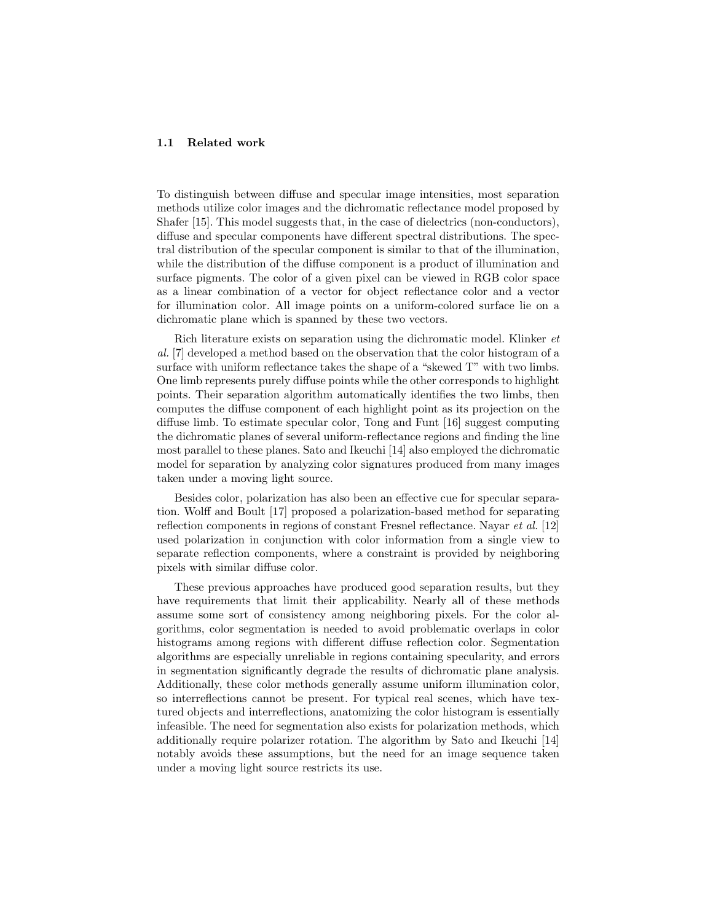### 1.1 Related work

To distinguish between diffuse and specular image intensities, most separation methods utilize color images and the dichromatic reflectance model proposed by Shafer [15]. This model suggests that, in the case of dielectrics (non-conductors), diffuse and specular components have different spectral distributions. The spectral distribution of the specular component is similar to that of the illumination, while the distribution of the diffuse component is a product of illumination and surface pigments. The color of a given pixel can be viewed in RGB color space as a linear combination of a vector for object reflectance color and a vector for illumination color. All image points on a uniform-colored surface lie on a dichromatic plane which is spanned by these two vectors.

Rich literature exists on separation using the dichromatic model. Klinker *et al.* [7] developed a method based on the observation that the color histogram of a surface with uniform reflectance takes the shape of a "skewed T" with two limbs. One limb represents purely diffuse points while the other corresponds to highlight points. Their separation algorithm automatically identifies the two limbs, then computes the diffuse component of each highlight point as its projection on the diffuse limb. To estimate specular color, Tong and Funt [16] suggest computing the dichromatic planes of several uniform-reflectance regions and finding the line most parallel to these planes. Sato and Ikeuchi [14] also employed the dichromatic model for separation by analyzing color signatures produced from many images taken under a moving light source.

Besides color, polarization has also been an effective cue for specular separation. Wolff and Boult [17] proposed a polarization-based method for separating reflection components in regions of constant Fresnel reflectance. Nayar *et al.* [12] used polarization in conjunction with color information from a single view to separate reflection components, where a constraint is provided by neighboring pixels with similar diffuse color.

These previous approaches have produced good separation results, but they have requirements that limit their applicability. Nearly all of these methods assume some sort of consistency among neighboring pixels. For the color algorithms, color segmentation is needed to avoid problematic overlaps in color histograms among regions with different diffuse reflection color. Segmentation algorithms are especially unreliable in regions containing specularity, and errors in segmentation significantly degrade the results of dichromatic plane analysis. Additionally, these color methods generally assume uniform illumination color, so interreflections cannot be present. For typical real scenes, which have textured objects and interreflections, anatomizing the color histogram is essentially infeasible. The need for segmentation also exists for polarization methods, which additionally require polarizer rotation. The algorithm by Sato and Ikeuchi [14] notably avoids these assumptions, but the need for an image sequence taken under a moving light source restricts its use.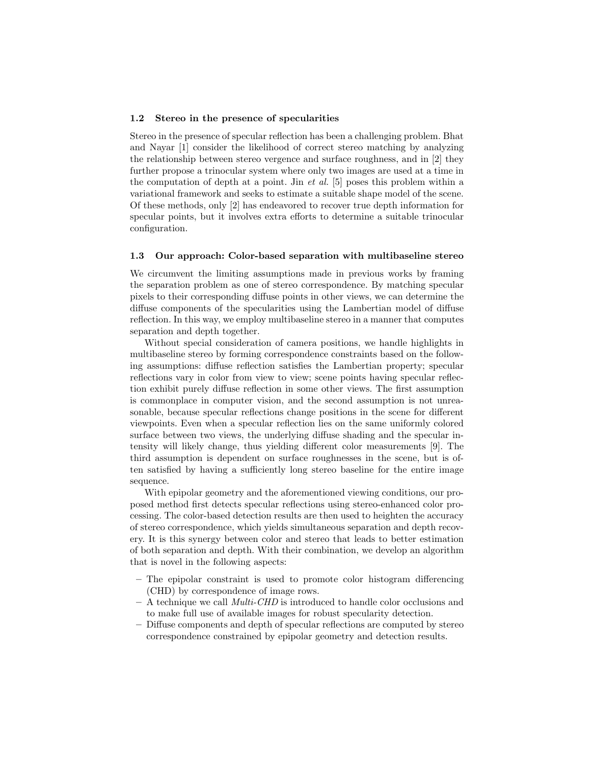### 1.2 Stereo in the presence of specularities

Stereo in the presence of specular reflection has been a challenging problem. Bhat and Nayar [1] consider the likelihood of correct stereo matching by analyzing the relationship between stereo vergence and surface roughness, and in [2] they further propose a trinocular system where only two images are used at a time in the computation of depth at a point. Jin *et al.* [5] poses this problem within a variational framework and seeks to estimate a suitable shape model of the scene. Of these methods, only [2] has endeavored to recover true depth information for specular points, but it involves extra efforts to determine a suitable trinocular configuration.

### 1.3 Our approach: Color-based separation with multibaseline stereo

We circumvent the limiting assumptions made in previous works by framing the separation problem as one of stereo correspondence. By matching specular pixels to their corresponding diffuse points in other views, we can determine the diffuse components of the specularities using the Lambertian model of diffuse reflection. In this way, we employ multibaseline stereo in a manner that computes separation and depth together.

Without special consideration of camera positions, we handle highlights in multibaseline stereo by forming correspondence constraints based on the following assumptions: diffuse reflection satisfies the Lambertian property; specular reflections vary in color from view to view; scene points having specular reflection exhibit purely diffuse reflection in some other views. The first assumption is commonplace in computer vision, and the second assumption is not unreasonable, because specular reflections change positions in the scene for different viewpoints. Even when a specular reflection lies on the same uniformly colored surface between two views, the underlying diffuse shading and the specular intensity will likely change, thus yielding different color measurements [9]. The third assumption is dependent on surface roughnesses in the scene, but is often satisfied by having a sufficiently long stereo baseline for the entire image sequence.

With epipolar geometry and the aforementioned viewing conditions, our proposed method first detects specular reflections using stereo-enhanced color processing. The color-based detection results are then used to heighten the accuracy of stereo correspondence, which yields simultaneous separation and depth recovery. It is this synergy between color and stereo that leads to better estimation of both separation and depth. With their combination, we develop an algorithm that is novel in the following aspects:

- The epipolar constraint is used to promote color histogram differencing (CHD) by correspondence of image rows.
- A technique we call *Multi-CHD* is introduced to handle color occlusions and to make full use of available images for robust specularity detection.
- Diffuse components and depth of specular reflections are computed by stereo correspondence constrained by epipolar geometry and detection results.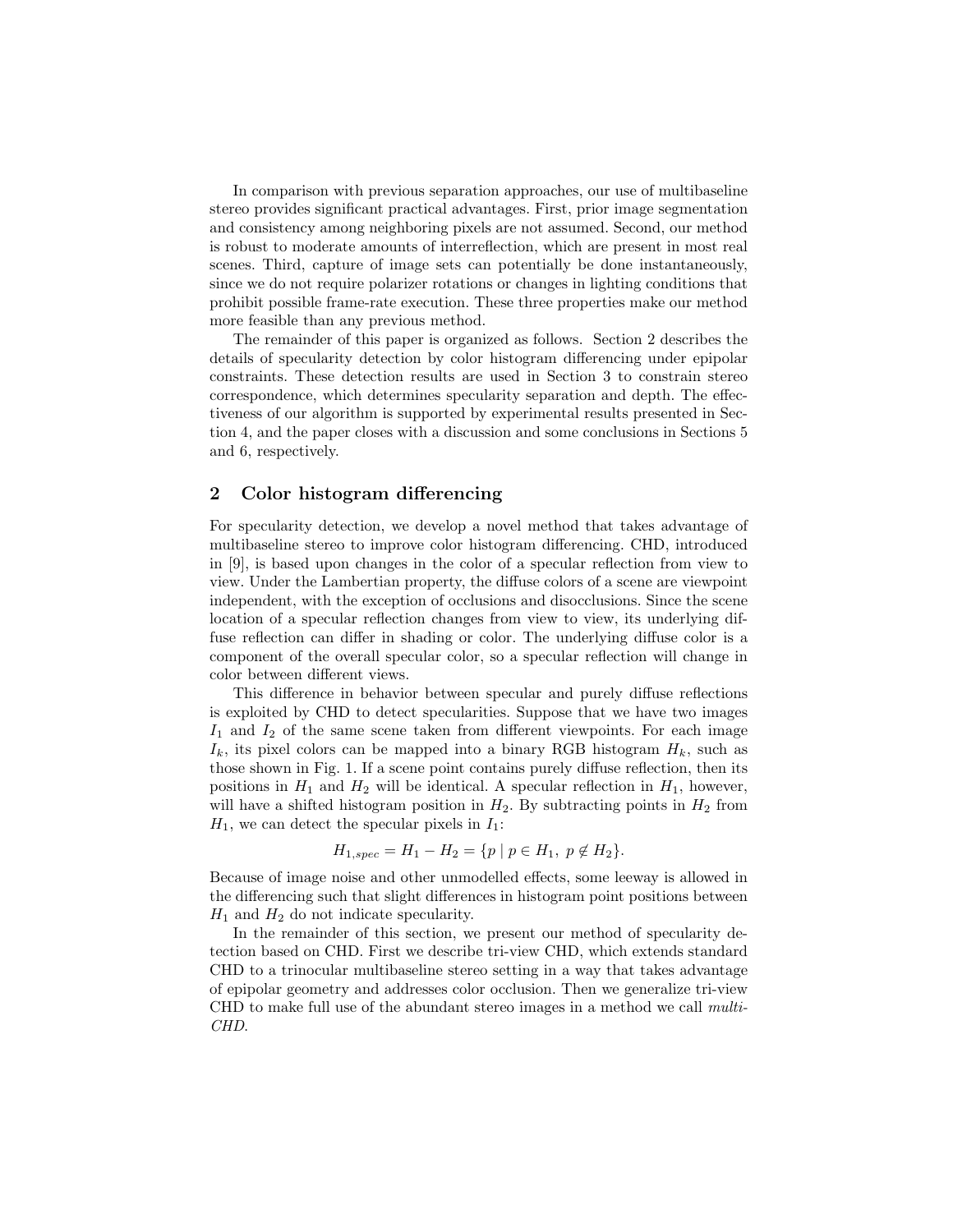In comparison with previous separation approaches, our use of multibaseline stereo provides significant practical advantages. First, prior image segmentation and consistency among neighboring pixels are not assumed. Second, our method is robust to moderate amounts of interreflection, which are present in most real scenes. Third, capture of image sets can potentially be done instantaneously, since we do not require polarizer rotations or changes in lighting conditions that prohibit possible frame-rate execution. These three properties make our method more feasible than any previous method.

The remainder of this paper is organized as follows. Section 2 describes the details of specularity detection by color histogram differencing under epipolar constraints. These detection results are used in Section 3 to constrain stereo correspondence, which determines specularity separation and depth. The effectiveness of our algorithm is supported by experimental results presented in Section 4, and the paper closes with a discussion and some conclusions in Sections 5 and 6, respectively.

## 2 Color histogram differencing

For specularity detection, we develop a novel method that takes advantage of multibaseline stereo to improve color histogram differencing. CHD, introduced in [9], is based upon changes in the color of a specular reflection from view to view. Under the Lambertian property, the diffuse colors of a scene are viewpoint independent, with the exception of occlusions and disocclusions. Since the scene location of a specular reflection changes from view to view, its underlying diffuse reflection can differ in shading or color. The underlying diffuse color is a component of the overall specular color, so a specular reflection will change in color between different views.

This difference in behavior between specular and purely diffuse reflections is exploited by CHD to detect specularities. Suppose that we have two images $I_1$ and $I_2$ of the same scene taken from different viewpoints. For each image $I_k$, its pixel colors can be mapped into a binary RGB histogram $H_k$, such as those shown in Fig. 1. If a scene point contains purely diffuse reflection, then its positions in $H_1$ and $H_2$ will be identical. A specular reflection in $H_1$, however, will have a shifted histogram position in $H_2$. By subtracting points in $H_2$ from $H_1$, we can detect the specular pixels in $I_1$:

$$H_{1,spec} = H_1 - H_2 = \{p \mid p \in H_1,\ p \notin H_2\}.$$

Because of image noise and other unmodelled effects, some leeway is allowed in the differencing such that slight differences in histogram point positions between $H_1$ and $H_2$ do not indicate specularity.

In the remainder of this section, we present our method of specularity detection based on CHD. First we describe tri-view CHD, which extends standard CHD to a trinocular multibaseline stereo setting in a way that takes advantage of epipolar geometry and addresses color occlusion. Then we generalize tri-view CHD to make full use of the abundant stereo images in a method we call *multi-CHD*.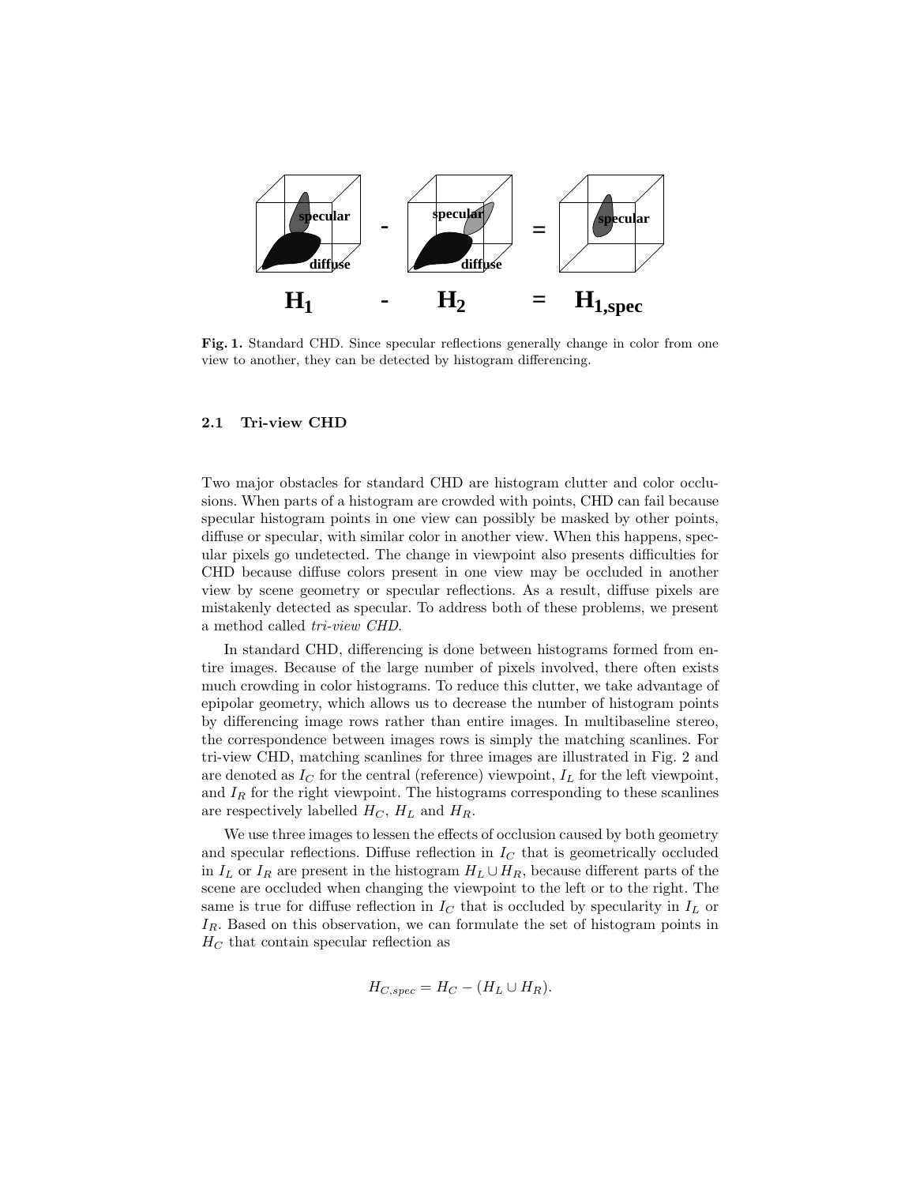**Fig. 1.** Standard CHD. Since specular reflections generally change in color from one view to another, they can be detected by histogram differencing.

### 2.1 Tri-view CHD

Two major obstacles for standard CHD are histogram clutter and color occlusions. When parts of a histogram are crowded with points, CHD can fail because specular histogram points in one view can possibly be masked by other points, diffuse or specular, with similar color in another view. When this happens, specular pixels go undetected. The change in viewpoint also presents difficulties for CHD because diffuse colors present in one view may be occluded in another view by scene geometry or specular reflections. As a result, diffuse pixels are mistakenly detected as specular. To address both of these problems, we present a method called *tri-view CHD*.

In standard CHD, differencing is done between histograms formed from entire images. Because of the large number of pixels involved, there often exists much crowding in color histograms. To reduce this clutter, we take advantage of epipolar geometry, which allows us to decrease the number of histogram points by differencing image rows rather than entire images. In multibaseline stereo, the correspondence between images rows is simply the matching scanlines. For tri-view CHD, matching scanlines for three images are illustrated in Fig. 2 and are denoted as $I_C$ for the central (reference) viewpoint, $I_L$ for the left viewpoint, and $I_R$ for the right viewpoint. The histograms corresponding to these scanlines are respectively labelled $H_C$, $H_L$ and $H_R$.

We use three images to lessen the effects of occlusion caused by both geometry and specular reflections. Diffuse reflection in $I_C$ that is geometrically occluded in $I_L$ or $I_R$ are present in the histogram $H_L \cup H_R$, because different parts of the scene are occluded when changing the viewpoint to the left or to the right. The same is true for diffuse reflection in $I_C$ that is occluded by specularity in $I_L$ or $I_R$. Based on this observation, we can formulate the set of histogram points in $H_C$ that contain specular reflection as

$$H_{C,spec} = H_C - (H_L \cup H_R).$$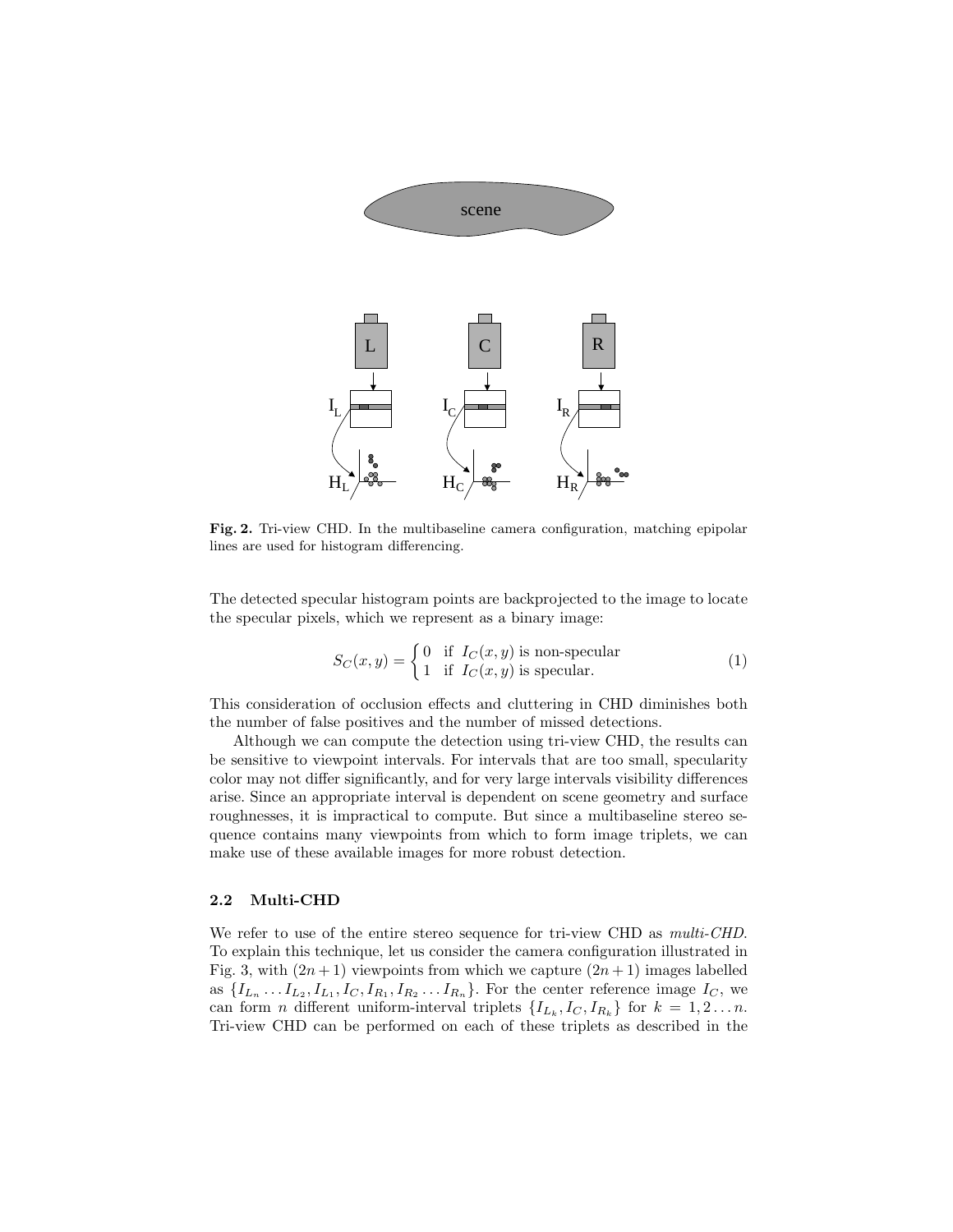**Fig. 2.** Tri-view CHD. In the multibaseline camera configuration, matching epipolar lines are used for histogram differencing.

The detected specular histogram points are backprojected to the image to locate the specular pixels, which we represent as a binary image:

$$S_C(x, y) = \begin{cases} 0 & \text{if } I_C(x, y) \text{ is non-specular} \\ 1 & \text{if } I_C(x, y) \text{ is specular.} \end{cases} \tag{1}$$

This consideration of occlusion effects and cluttering in CHD diminishes both the number of false positives and the number of missed detections.

Although we can compute the detection using tri-view CHD, the results can be sensitive to viewpoint intervals. For intervals that are too small, specularity color may not differ significantly, and for very large intervals visibility differences arise. Since an appropriate interval is dependent on scene geometry and surface roughnesses, it is impractical to compute. But since a multibaseline stereo sequence contains many viewpoints from which to form image triplets, we can make use of these available images for more robust detection.

### 2.2 Multi-CHD

We refer to use of the entire stereo sequence for tri-view CHD as *multi-CHD*. To explain this technique, let us consider the camera configuration illustrated in Fig. 3, with $(2n+1)$ viewpoints from which we capture $(2n+1)$ images labelled as $\{I_{L_n} \ldots I_{L_2}, I_{L_1}, I_C, I_{R_1}, I_{R_2} \ldots I_{R_n}\}$. For the center reference image $I_C$, we can form $n$ different uniform-interval triplets $\{I_{L_k}, I_C, I_{R_k}\}$ for $k = 1, 2 \ldots n$. Tri-view CHD can be performed on each of these triplets as described in the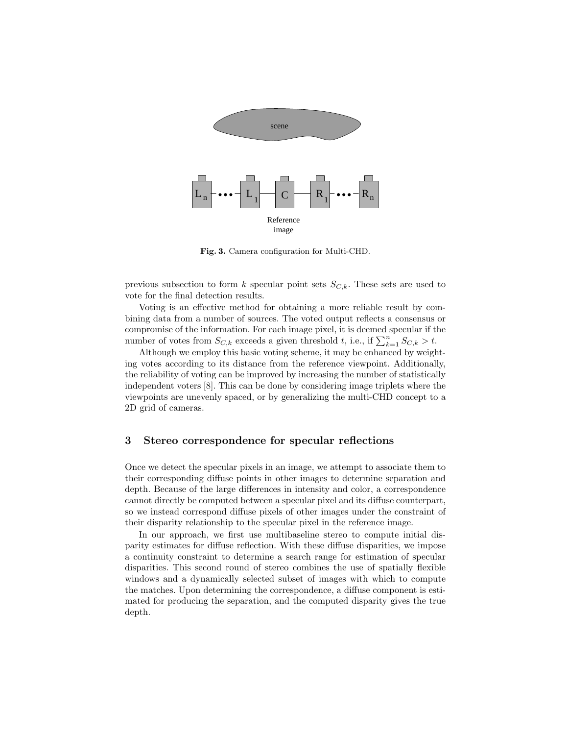Fig. 3. Camera configuration for Multi-CHD.

previous subsection to form $k$ specular point sets $S_{C,k}$. These sets are used to vote for the final detection results.

Voting is an effective method for obtaining a more reliable result by combining data from a number of sources. The voted output reflects a consensus or compromise of the information. For each image pixel, it is deemed specular if the number of votes from $S_{C,k}$ exceeds a given threshold $t$, i.e., if $\sum_{k=1}^{n} S_{C,k} > t$.

Although we employ this basic voting scheme, it may be enhanced by weighting votes according to its distance from the reference viewpoint. Additionally, the reliability of voting can be improved by increasing the number of statistically independent voters [8]. This can be done by considering image triplets where the viewpoints are unevenly spaced, or by generalizing the multi-CHD concept to a 2D grid of cameras.

## 3 Stereo correspondence for specular reflections

Once we detect the specular pixels in an image, we attempt to associate them to their corresponding diffuse points in other images to determine separation and depth. Because of the large differences in intensity and color, a correspondence cannot directly be computed between a specular pixel and its diffuse counterpart, so we instead correspond diffuse pixels of other images under the constraint of their disparity relationship to the specular pixel in the reference image.

In our approach, we first use multibaseline stereo to compute initial disparity estimates for diffuse reflection. With these diffuse disparities, we impose a continuity constraint to determine a search range for estimation of specular disparities. This second round of stereo combines the use of spatially flexible windows and a dynamically selected subset of images with which to compute the matches. Upon determining the correspondence, a diffuse component is estimated for producing the separation, and the computed disparity gives the true depth.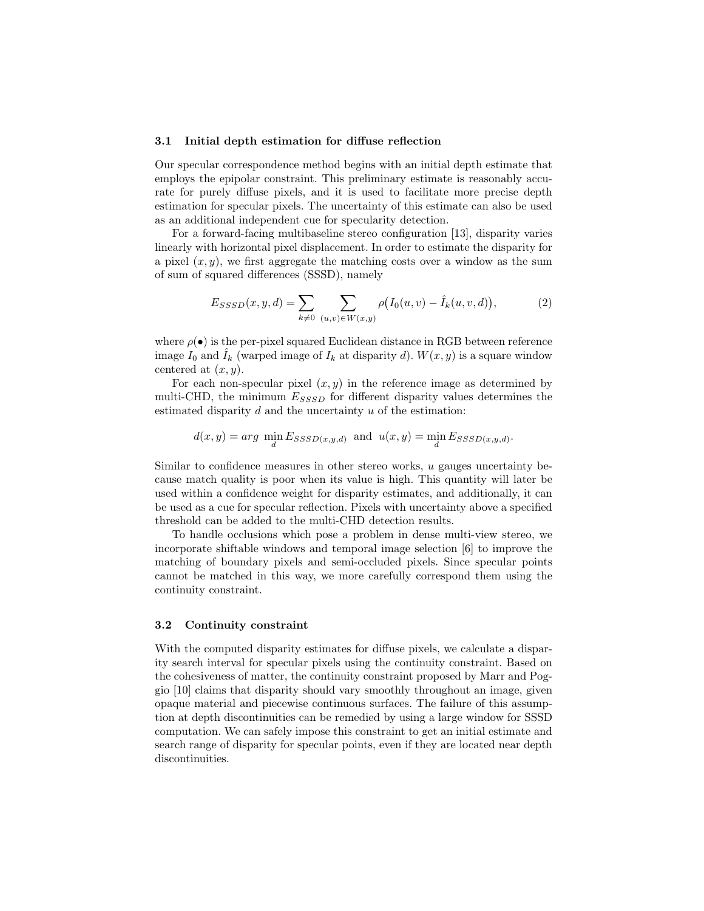### 3.1 Initial depth estimation for diffuse reflection

Our specular correspondence method begins with an initial depth estimate that employs the epipolar constraint. This preliminary estimate is reasonably accurate for purely diffuse pixels, and it is used to facilitate more precise depth estimation for specular pixels. The uncertainty of this estimate can also be used as an additional independent cue for specularity detection.

For a forward-facing multibaseline stereo configuration [13], disparity varies linearly with horizontal pixel displacement. In order to estimate the disparity for a pixel $(x, y)$, we first aggregate the matching costs over a window as the sum of sum of squared differences (SSSD), namely

$$E_{SSSD}(x, y, d) = \sum_{k \neq 0} \sum_{(u,v) \in W(x,y)} \rho\big(I_0(u, v) - \hat{I}_k(u, v, d)\big), \tag{2}$$

where $\rho(\bullet)$ is the per-pixel squared Euclidean distance in RGB between reference image $I_0$ and $\hat{I}_k$ (warped image of $I_k$ at disparity $d$). $W(x, y)$ is a square window centered at $(x, y)$.

For each non-specular pixel $(x, y)$ in the reference image as determined by multi-CHD, the minimum $E_{SSSD}$ for different disparity values determines the estimated disparity $d$ and the uncertainty $u$ of the estimation:

$$d(x, y) = arg \ \min_{d} E_{SSSD(x,y,d)} \ \text{ and } \ u(x, y) = \min_{d} E_{SSSD(x,y,d)}.$$

Similar to confidence measures in other stereo works, $u$ gauges uncertainty because match quality is poor when its value is high. This quantity will later be used within a confidence weight for disparity estimates, and additionally, it can be used as a cue for specular reflection. Pixels with uncertainty above a specified threshold can be added to the multi-CHD detection results.

To handle occlusions which pose a problem in dense multi-view stereo, we incorporate shiftable windows and temporal image selection [6] to improve the matching of boundary pixels and semi-occluded pixels. Since specular points cannot be matched in this way, we more carefully correspond them using the continuity constraint.

### 3.2 Continuity constraint

With the computed disparity estimates for diffuse pixels, we calculate a disparity search interval for specular pixels using the continuity constraint. Based on the cohesiveness of matter, the continuity constraint proposed by Marr and Poggio [10] claims that disparity should vary smoothly throughout an image, given opaque material and piecewise continuous surfaces. The failure of this assumption at depth discontinuities can be remedied by using a large window for SSSD computation. We can safely impose this constraint to get an initial estimate and search range of disparity for specular points, even if they are located near depth discontinuities.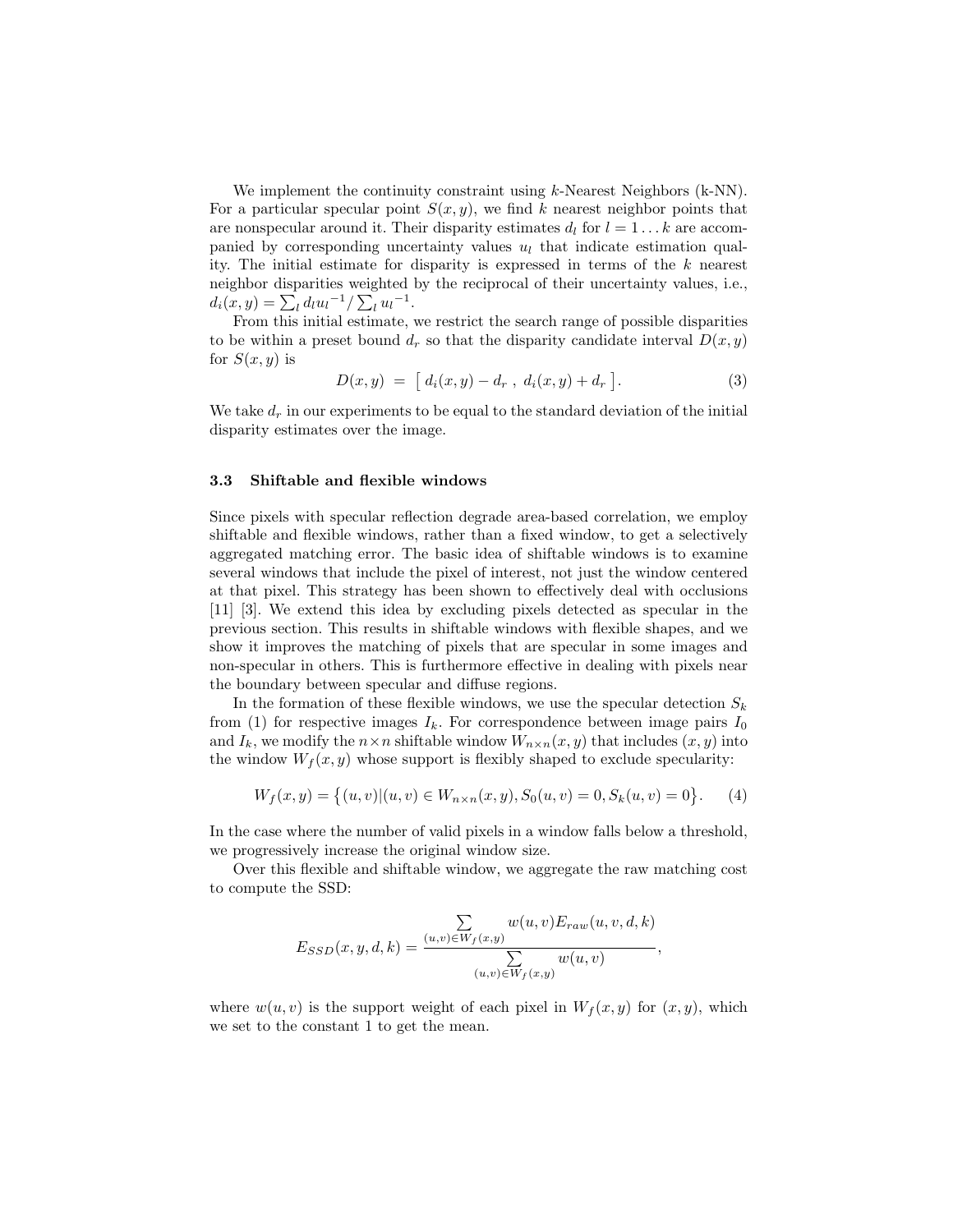We implement the continuity constraint using $k$-Nearest Neighbors (k-NN). For a particular specular point $S(x, y)$, we find $k$ nearest neighbor points that are nonspecular around it. Their disparity estimates $d_l$ for $l = 1 \ldots k$ are accompanied by corresponding uncertainty values $u_l$ that indicate estimation quality. The initial estimate for disparity is expressed in terms of the $k$ nearest neighbor disparities weighted by the reciprocal of their uncertainty values, i.e., $d_i(x, y) = \sum_l d_l {u_l}^{-1} / \sum_l {u_l}^{-1}$.

From this initial estimate, we restrict the search range of possible disparities to be within a preset bound $d_r$ so that the disparity candidate interval $D(x, y)$ for $S(x, y)$ is

$$D(x, y) \;=\; \left[\; d_i(x, y) - d_r \;,\; d_i(x, y) + d_r \;\right]. \tag{3}$$

We take $d_r$ in our experiments to be equal to the standard deviation of the initial disparity estimates over the image.

### 3.3 Shiftable and flexible windows

Since pixels with specular reflection degrade area-based correlation, we employ shiftable and flexible windows, rather than a fixed window, to get a selectively aggregated matching error. The basic idea of shiftable windows is to examine several windows that include the pixel of interest, not just the window centered at that pixel. This strategy has been shown to effectively deal with occlusions [11] [3]. We extend this idea by excluding pixels detected as specular in the previous section. This results in shiftable windows with flexible shapes, and we show it improves the matching of pixels that are specular in some images and non-specular in others. This is furthermore effective in dealing with pixels near the boundary between specular and diffuse regions.

In the formation of these flexible windows, we use the specular detection $S_k$ from (1) for respective images $I_k$. For correspondence between image pairs $I_0$ and $I_k$, we modify the $n \times n$ shiftable window $W_{n \times n}(x, y)$ that includes $(x, y)$ into the window $W_f(x, y)$ whose support is flexibly shaped to exclude specularity:

$$W_f(x, y) = \left\{ (u, v) | (u, v) \in W_{n \times n}(x, y), S_0(u, v) = 0, S_k(u, v) = 0 \right\}. \tag{4}$$

In the case where the number of valid pixels in a window falls below a threshold, we progressively increase the original window size.

Over this flexible and shiftable window, we aggregate the raw matching cost to compute the SSD:

$$E_{SSD}(x, y, d, k) = \frac{\sum\limits_{(u,v) \in W_f(x,y)} w(u, v) E_{raw}(u, v, d, k)}{\sum\limits_{(u,v) \in W_f(x,y)} w(u, v)},$$

where $w(u, v)$ is the support weight of each pixel in $W_f(x, y)$ for $(x, y)$, which we set to the constant 1 to get the mean.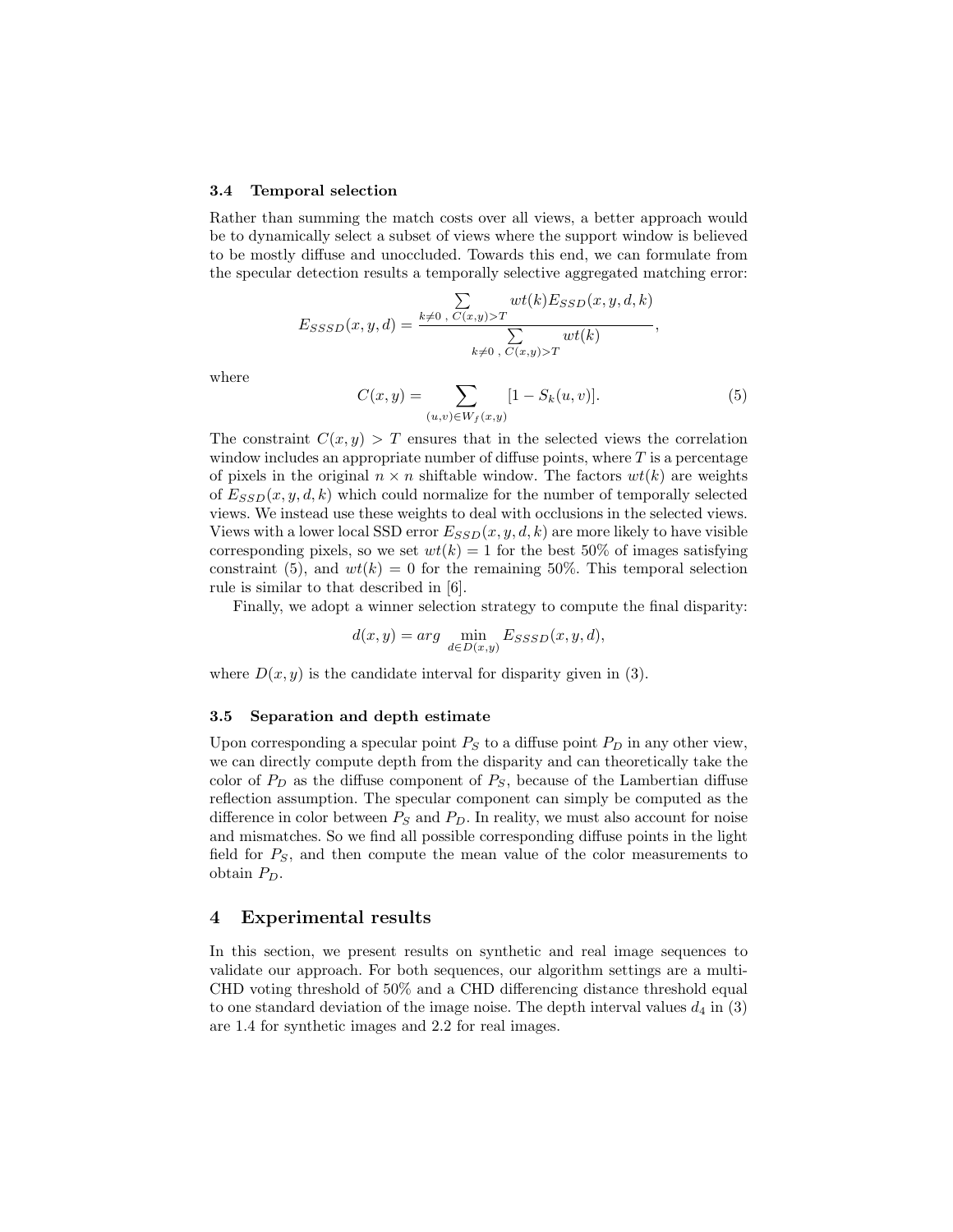### 3.4 Temporal selection

Rather than summing the match costs over all views, a better approach would be to dynamically select a subset of views where the support window is believed to be mostly diffuse and unoccluded. Towards this end, we can formulate from the specular detection results a temporally selective aggregated matching error:

$$E_{SSSD}(x,y,d) = \frac{\sum\limits_{k \neq 0\ ,\ C(x,y)>T} wt(k) E_{SSD}(x,y,d,k)}{\sum\limits_{k \neq 0\ ,\ C(x,y)>T} wt(k)},$$

where

$$C(x,y) = \sum_{(u,v) \in W_f(x,y)} [1 - S_k(u,v)]. \tag{5}$$

The constraint $C(x,y) > T$ ensures that in the selected views the correlation window includes an appropriate number of diffuse points, where $T$ is a percentage of pixels in the original $n \times n$ shiftable window. The factors $wt(k)$ are weights of $E_{SSD}(x,y,d,k)$ which could normalize for the number of temporally selected views. We instead use these weights to deal with occlusions in the selected views. Views with a lower local SSD error $E_{SSD}(x,y,d,k)$ are more likely to have visible corresponding pixels, so we set $wt(k) = 1$ for the best 50% of images satisfying constraint (5), and $wt(k) = 0$ for the remaining 50%. This temporal selection rule is similar to that described in [6].

Finally, we adopt a winner selection strategy to compute the final disparity:

$$d(x,y) = arg \min_{d \in D(x,y)} E_{SSSD}(x,y,d),$$

where $D(x,y)$ is the candidate interval for disparity given in (3).

### 3.5 Separation and depth estimate

Upon corresponding a specular point $P_S$ to a diffuse point $P_D$ in any other view, we can directly compute depth from the disparity and can theoretically take the color of $P_D$ as the diffuse component of $P_S$, because of the Lambertian diffuse reflection assumption. The specular component can simply be computed as the difference in color between $P_S$ and $P_D$. In reality, we must also account for noise and mismatches. So we find all possible corresponding diffuse points in the light field for $P_S$, and then compute the mean value of the color measurements to obtain $P_D$.

## 4 Experimental results

In this section, we present results on synthetic and real image sequences to validate our approach. For both sequences, our algorithm settings are a multi-CHD voting threshold of 50% and a CHD differencing distance threshold equal to one standard deviation of the image noise. The depth interval values $d_4$ in (3) are 1.4 for synthetic images and 2.2 for real images.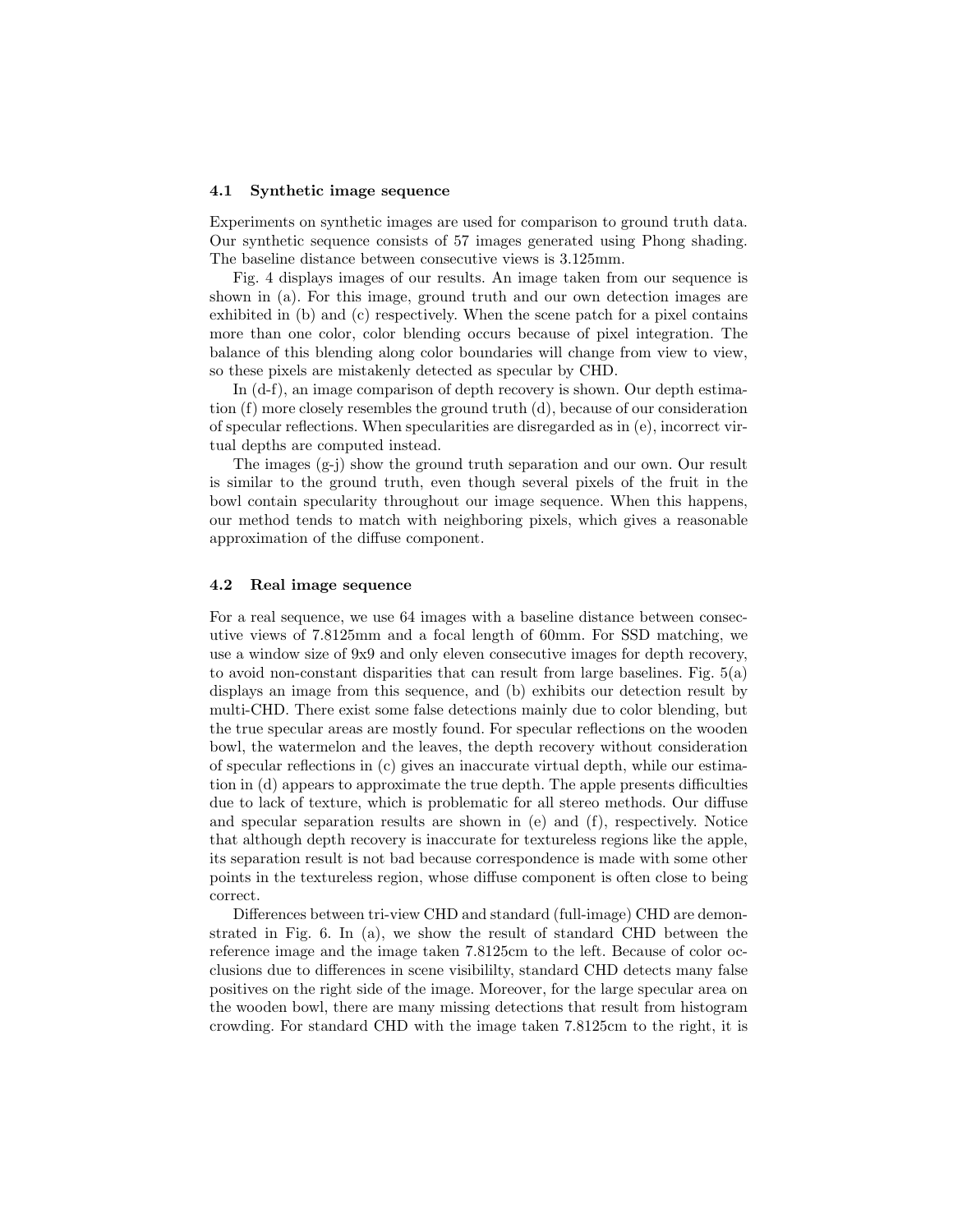### 4.1 Synthetic image sequence

Experiments on synthetic images are used for comparison to ground truth data. Our synthetic sequence consists of 57 images generated using Phong shading. The baseline distance between consecutive views is 3.125mm.

Fig. 4 displays images of our results. An image taken from our sequence is shown in (a). For this image, ground truth and our own detection images are exhibited in (b) and (c) respectively. When the scene patch for a pixel contains more than one color, color blending occurs because of pixel integration. The balance of this blending along color boundaries will change from view to view, so these pixels are mistakenly detected as specular by CHD.

In (d-f), an image comparison of depth recovery is shown. Our depth estimation (f) more closely resembles the ground truth (d), because of our consideration of specular reflections. When specularities are disregarded as in (e), incorrect virtual depths are computed instead.

The images (g-j) show the ground truth separation and our own. Our result is similar to the ground truth, even though several pixels of the fruit in the bowl contain specularity throughout our image sequence. When this happens, our method tends to match with neighboring pixels, which gives a reasonable approximation of the diffuse component.

### 4.2 Real image sequence

For a real sequence, we use 64 images with a baseline distance between consecutive views of 7.8125mm and a focal length of 60mm. For SSD matching, we use a window size of 9x9 and only eleven consecutive images for depth recovery, to avoid non-constant disparities that can result from large baselines. Fig. 5(a) displays an image from this sequence, and (b) exhibits our detection result by multi-CHD. There exist some false detections mainly due to color blending, but the true specular areas are mostly found. For specular reflections on the wooden bowl, the watermelon and the leaves, the depth recovery without consideration of specular reflections in (c) gives an inaccurate virtual depth, while our estimation in (d) appears to approximate the true depth. The apple presents difficulties due to lack of texture, which is problematic for all stereo methods. Our diffuse and specular separation results are shown in (e) and (f), respectively. Notice that although depth recovery is inaccurate for textureless regions like the apple, its separation result is not bad because correspondence is made with some other points in the textureless region, whose diffuse component is often close to being correct.

Differences between tri-view CHD and standard (full-image) CHD are demonstrated in Fig. 6. In (a), we show the result of standard CHD between the reference image and the image taken 7.8125cm to the left. Because of color occlusions due to differences in scene visibililty, standard CHD detects many false positives on the right side of the image. Moreover, for the large specular area on the wooden bowl, there are many missing detections that result from histogram crowding. For standard CHD with the image taken 7.8125cm to the right, it is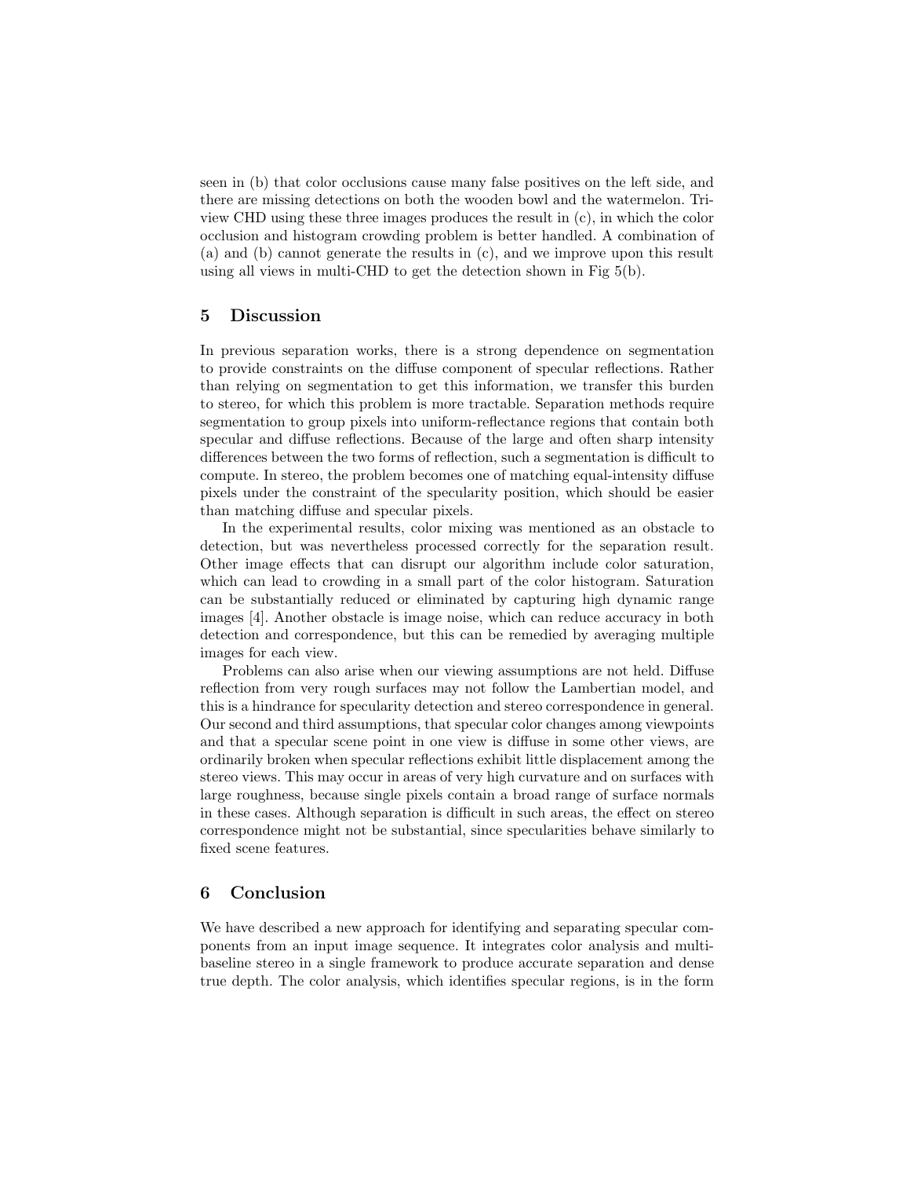seen in (b) that color occlusions cause many false positives on the left side, and there are missing detections on both the wooden bowl and the watermelon. Tri-view CHD using these three images produces the result in (c), in which the color occlusion and histogram crowding problem is better handled. A combination of (a) and (b) cannot generate the results in (c), and we improve upon this result using all views in multi-CHD to get the detection shown in Fig 5(b).

## 5 Discussion

In previous separation works, there is a strong dependence on segmentation to provide constraints on the diffuse component of specular reflections. Rather than relying on segmentation to get this information, we transfer this burden to stereo, for which this problem is more tractable. Separation methods require segmentation to group pixels into uniform-reflectance regions that contain both specular and diffuse reflections. Because of the large and often sharp intensity differences between the two forms of reflection, such a segmentation is difficult to compute. In stereo, the problem becomes one of matching equal-intensity diffuse pixels under the constraint of the specularity position, which should be easier than matching diffuse and specular pixels.

In the experimental results, color mixing was mentioned as an obstacle to detection, but was nevertheless processed correctly for the separation result. Other image effects that can disrupt our algorithm include color saturation, which can lead to crowding in a small part of the color histogram. Saturation can be substantially reduced or eliminated by capturing high dynamic range images [4]. Another obstacle is image noise, which can reduce accuracy in both detection and correspondence, but this can be remedied by averaging multiple images for each view.

Problems can also arise when our viewing assumptions are not held. Diffuse reflection from very rough surfaces may not follow the Lambertian model, and this is a hindrance for specularity detection and stereo correspondence in general. Our second and third assumptions, that specular color changes among viewpoints and that a specular scene point in one view is diffuse in some other views, are ordinarily broken when specular reflections exhibit little displacement among the stereo views. This may occur in areas of very high curvature and on surfaces with large roughness, because single pixels contain a broad range of surface normals in these cases. Although separation is difficult in such areas, the effect on stereo correspondence might not be substantial, since specularities behave similarly to fixed scene features.

## 6 Conclusion

We have described a new approach for identifying and separating specular components from an input image sequence. It integrates color analysis and multi-baseline stereo in a single framework to produce accurate separation and dense true depth. The color analysis, which identifies specular regions, is in the form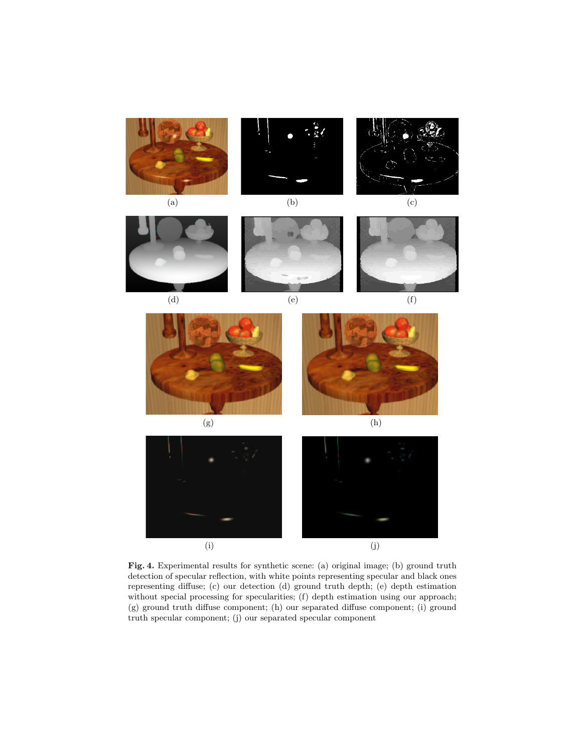(a) (b) (c)

(d) (e) (f)

(g) (h)

(i) (j)

**Fig. 4.** Experimental results for synthetic scene: (a) original image; (b) ground truth detection of specular reflection, with white points representing specular and black ones representing diffuse; (c) our detection (d) ground truth depth; (e) depth estimation without special processing for specularities; (f) depth estimation using our approach; (g) ground truth diffuse component; (h) our separated diffuse component; (i) ground truth specular component; (j) our separated specular component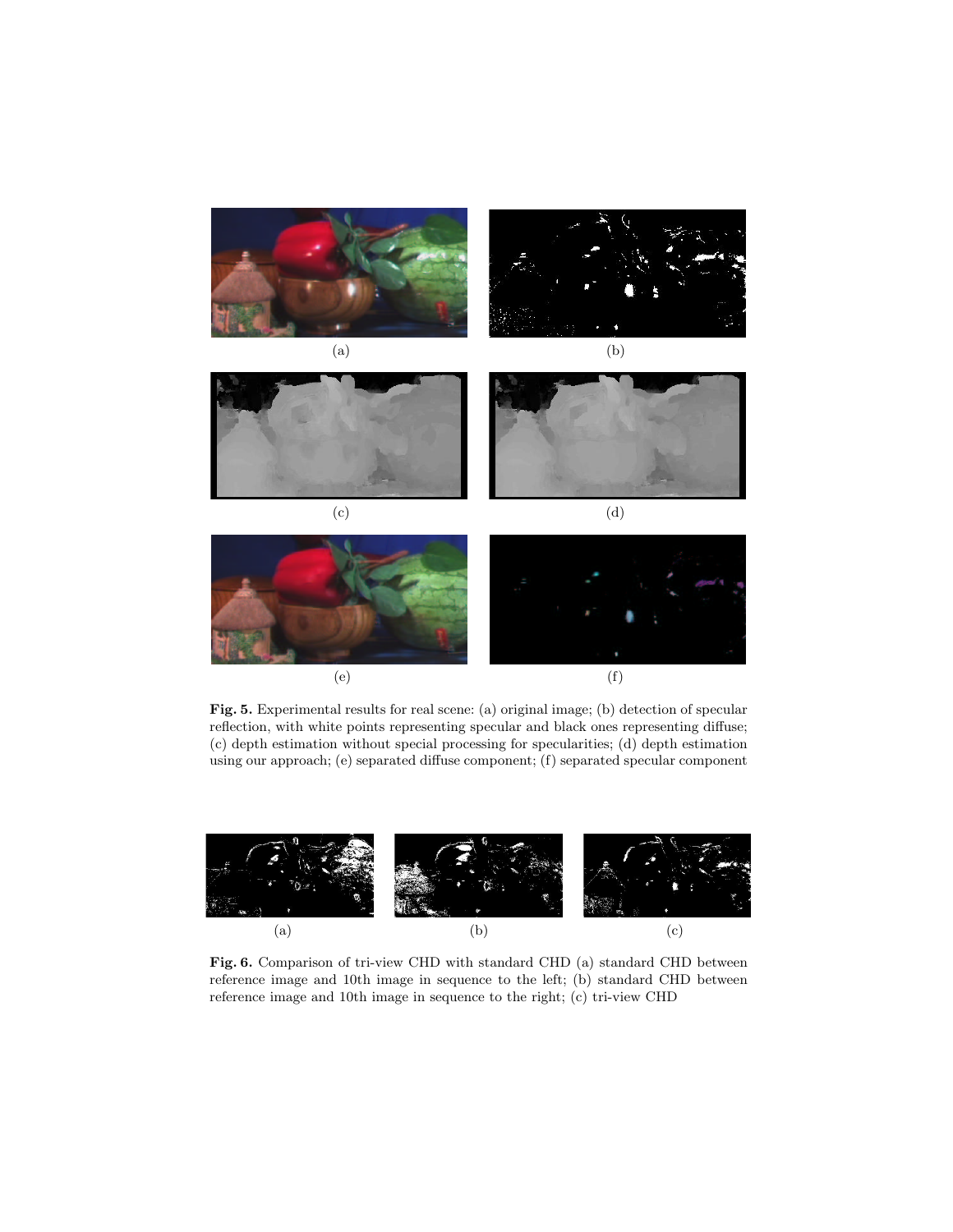(a)

(b)

(c)

(d)

(e)

(f)

**Fig. 5.** Experimental results for real scene: (a) original image; (b) detection of specular reflection, with white points representing specular and black ones representing diffuse; (c) depth estimation without special processing for specularities; (d) depth estimation using our approach; (e) separated diffuse component; (f) separated specular component

(a)

(b)

(c)

**Fig. 6.** Comparison of tri-view CHD with standard CHD (a) standard CHD between reference image and 10th image in sequence to the left; (b) standard CHD between reference image and 10th image in sequence to the right; (c) tri-view CHD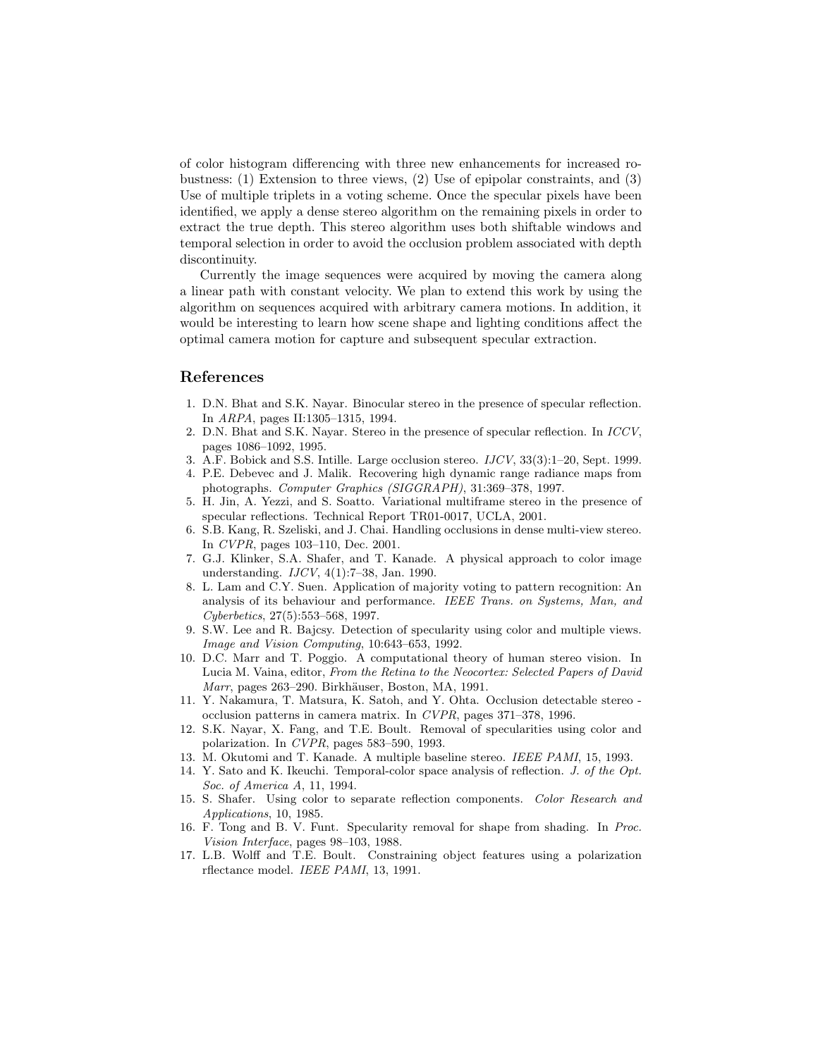of color histogram differencing with three new enhancements for increased robustness: (1) Extension to three views, (2) Use of epipolar constraints, and (3) Use of multiple triplets in a voting scheme. Once the specular pixels have been identified, we apply a dense stereo algorithm on the remaining pixels in order to extract the true depth. This stereo algorithm uses both shiftable windows and temporal selection in order to avoid the occlusion problem associated with depth discontinuity.

Currently the image sequences were acquired by moving the camera along a linear path with constant velocity. We plan to extend this work by using the algorithm on sequences acquired with arbitrary camera motions. In addition, it would be interesting to learn how scene shape and lighting conditions affect the optimal camera motion for capture and subsequent specular extraction.

## References

1. D.N. Bhat and S.K. Nayar. Binocular stereo in the presence of specular reflection. In *ARPA*, pages II:1305–1315, 1994.
2. D.N. Bhat and S.K. Nayar. Stereo in the presence of specular reflection. In *ICCV*, pages 1086–1092, 1995.
3. A.F. Bobick and S.S. Intille. Large occlusion stereo. *IJCV*, 33(3):1–20, Sept. 1999.
4. P.E. Debevec and J. Malik. Recovering high dynamic range radiance maps from photographs. *Computer Graphics (SIGGRAPH)*, 31:369–378, 1997.
5. H. Jin, A. Yezzi, and S. Soatto. Variational multiframe stereo in the presence of specular reflections. Technical Report TR01-0017, UCLA, 2001.
6. S.B. Kang, R. Szeliski, and J. Chai. Handling occlusions in dense multi-view stereo. In *CVPR*, pages 103–110, Dec. 2001.
7. G.J. Klinker, S.A. Shafer, and T. Kanade. A physical approach to color image understanding. *IJCV*, 4(1):7–38, Jan. 1990.
8. L. Lam and C.Y. Suen. Application of majority voting to pattern recognition: An analysis of its behaviour and performance. *IEEE Trans. on Systems, Man, and Cyberbetics*, 27(5):553–568, 1997.
9. S.W. Lee and R. Bajcsy. Detection of specularity using color and multiple views. *Image and Vision Computing*, 10:643–653, 1992.
10. D.C. Marr and T. Poggio. A computational theory of human stereo vision. In Lucia M. Vaina, editor, *From the Retina to the Neocortex: Selected Papers of David Marr*, pages 263–290. Birkhäuser, Boston, MA, 1991.
11. Y. Nakamura, T. Matsura, K. Satoh, and Y. Ohta. Occlusion detectable stereo - occlusion patterns in camera matrix. In *CVPR*, pages 371–378, 1996.
12. S.K. Nayar, X. Fang, and T.E. Boult. Removal of specularities using color and polarization. In *CVPR*, pages 583–590, 1993.
13. M. Okutomi and T. Kanade. A multiple baseline stereo. *IEEE PAMI*, 15, 1993.
14. Y. Sato and K. Ikeuchi. Temporal-color space analysis of reflection. *J. of the Opt. Soc. of America A*, 11, 1994.
15. S. Shafer. Using color to separate reflection components. *Color Research and Applications*, 10, 1985.
16. F. Tong and B. V. Funt. Specularity removal for shape from shading. In *Proc. Vision Interface*, pages 98–103, 1988.
17. L.B. Wolff and T.E. Boult. Constraining object features using a polarization rflectance model. *IEEE PAMI*, 13, 1991.